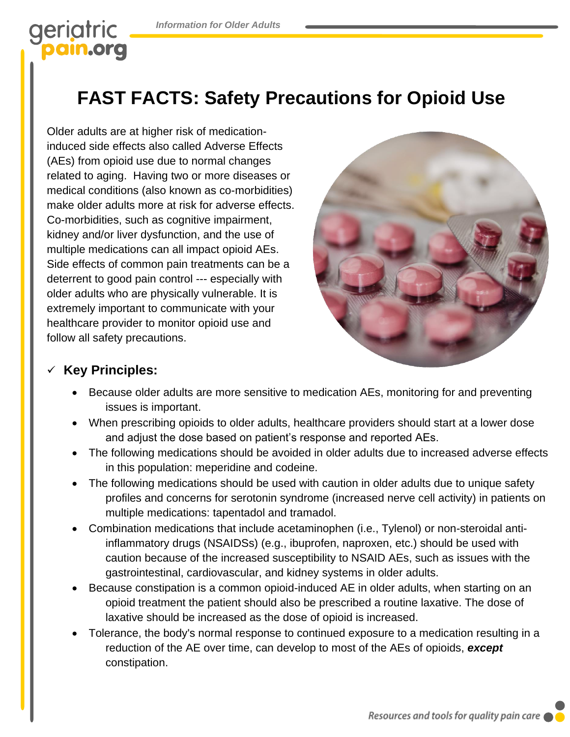# FAST FACTS: Safety Precautions for Opioid Use

Older adults are at higher risk of medication-induced side effects also called Adverse Effects (AEs) from opioid use due to normal changes related to aging. Having two or more diseases or medical conditions (also known as co-morbidities) make older adults more at risk for adverse effects. Co-morbidities, such as cognitive impairment, kidney and/or liver dysfunction, and the use of multiple medications can all impact opioid AEs. Side effects of common pain treatments can be a deterrent to good pain control --- especially with older adults who are physically vulnerable. It is extremely important to communicate with your healthcare provider to monitor opioid use and follow all safety precautions.

## ✓ Key Principles:

- Because older adults are more sensitive to medication AEs, monitoring for and preventing issues is important.
- When prescribing opioids to older adults, healthcare providers should start at a lower dose and adjust the dose based on patient's response and reported AEs.
- The following medications should be avoided in older adults due to increased adverse effects in this population: meperidine and codeine.
- The following medications should be used with caution in older adults due to unique safety profiles and concerns for serotonin syndrome (increased nerve cell activity) in patients on multiple medications: tapentadol and tramadol.
- Combination medications that include acetaminophen (i.e., Tylenol) or non-steroidal anti-inflammatory drugs (NSAIDSs) (e.g., ibuprofen, naproxen, etc.) should be used with caution because of the increased susceptibility to NSAID AEs, such as issues with the gastrointestinal, cardiovascular, and kidney systems in older adults.
- Because constipation is a common opioid-induced AE in older adults, when starting on an opioid treatment the patient should also be prescribed a routine laxative. The dose of laxative should be increased as the dose of opioid is increased.
- Tolerance, the body's normal response to continued exposure to a medication resulting in a reduction of the AE over time, can develop to most of the AEs of opioids, ***except*** constipation.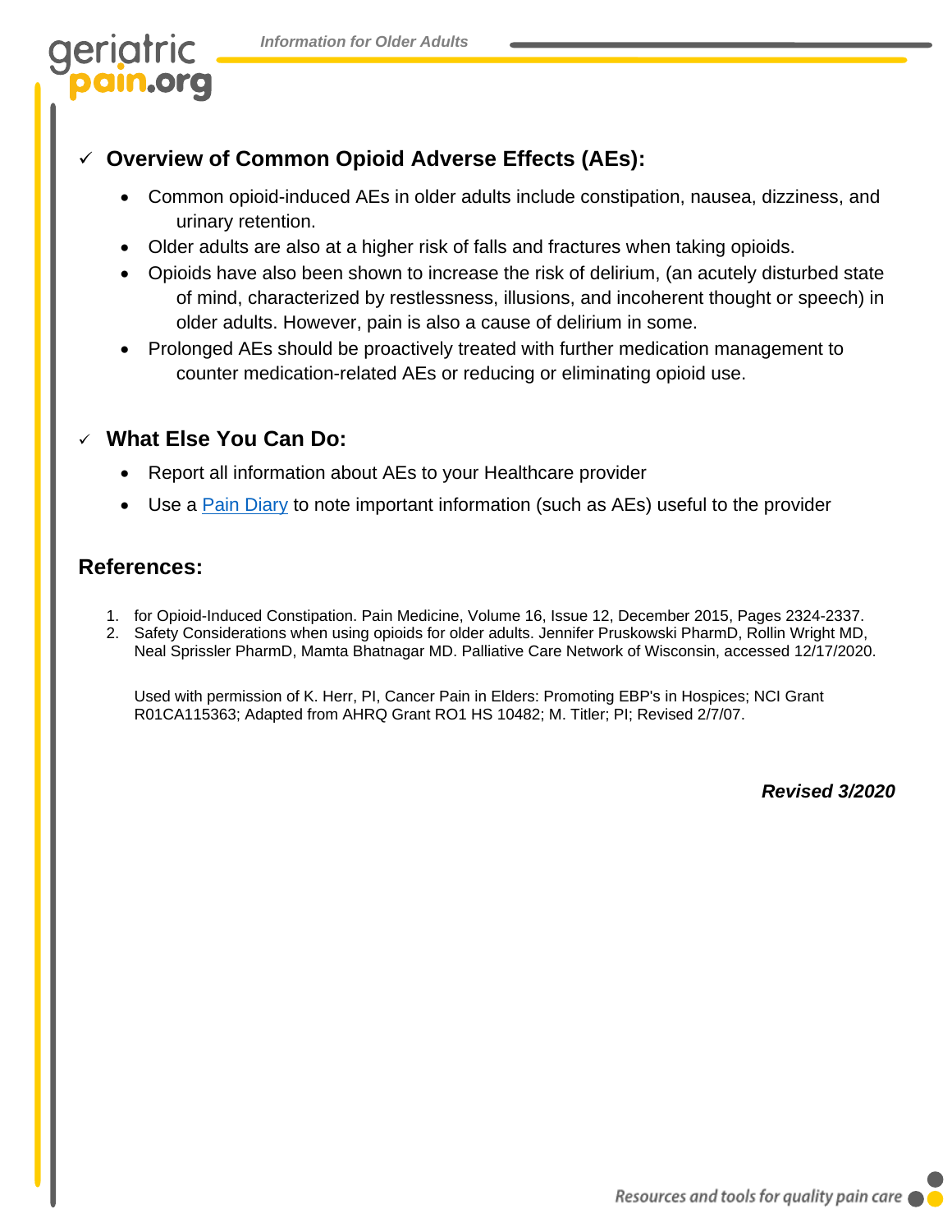## ✓ Overview of Common Opioid Adverse Effects (AEs):

- Common opioid-induced AEs in older adults include constipation, nausea, dizziness, and urinary retention.
- Older adults are also at a higher risk of falls and fractures when taking opioids.
- Opioids have also been shown to increase the risk of delirium, (an acutely disturbed state of mind, characterized by restlessness, illusions, and incoherent thought or speech) in older adults. However, pain is also a cause of delirium in some.
- Prolonged AEs should be proactively treated with further medication management to counter medication-related AEs or reducing or eliminating opioid use.

## ✓ What Else You Can Do:

- Report all information about AEs to your Healthcare provider
- Use a Pain Diary to note important information (such as AEs) useful to the provider

## References:

1. for Opioid-Induced Constipation. Pain Medicine, Volume 16, Issue 12, December 2015, Pages 2324-2337.
2. Safety Considerations when using opioids for older adults. Jennifer Pruskowski PharmD, Rollin Wright MD, Neal Sprissler PharmD, Mamta Bhatnagar MD. Palliative Care Network of Wisconsin, accessed 12/17/2020.

Used with permission of K. Herr, PI, Cancer Pain in Elders: Promoting EBP's in Hospices; NCI Grant R01CA115363; Adapted from AHRQ Grant RO1 HS 10482; M. Titler; PI; Revised 2/7/07.

***Revised 3/2020***